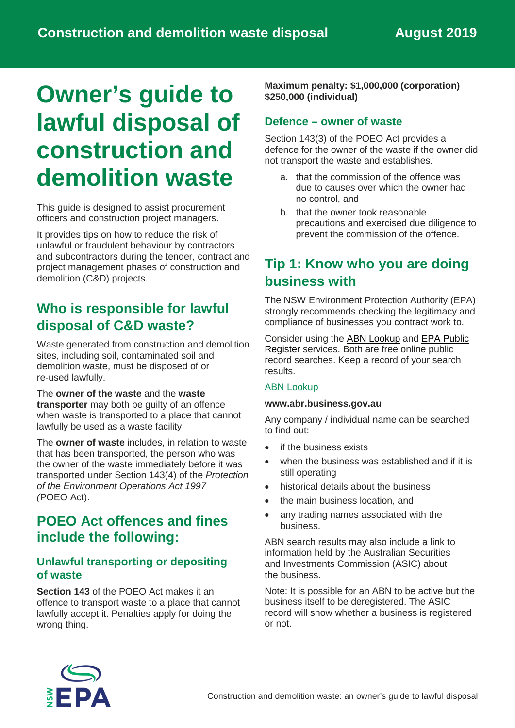# Owner's guide to lawful disposal of construction and demolition waste

This guide is designed to assist procurement officers and construction project managers.

It provides tips on how to reduce the risk of unlawful or fraudulent behaviour by contractors and subcontractors during the tender, contract and project management phases of construction and demolition (C&D) projects.

## Who is responsible for lawful disposal of C&D waste?

Waste generated from construction and demolition sites, including soil, contaminated soil and demolition waste, must be disposed of or re-used lawfully.

The **owner of the waste** and the **waste transporter** may both be guilty of an offence when waste is transported to a place that cannot lawfully be used as a waste facility.

The **owner of waste** includes, in relation to waste that has been transported, the person who was the owner of the waste immediately before it was transported under Section 143(4) of the *Protection of the Environment Operations Act 1997 (*POEO Act).

## POEO Act offences and fines include the following:

### Unlawful transporting or depositing of waste

**Section 143** of the POEO Act makes it an offence to transport waste to a place that cannot lawfully accept it. Penalties apply for doing the wrong thing.

**Maximum penalty: $1,000,000 (corporation) $250,000 (individual)**

### Defence – owner of waste

Section 143(3) of the POEO Act provides a defence for the owner of the waste if the owner did not transport the waste and establishes*:*

a. that the commission of the offence was due to causes over which the owner had no control, and
b. that the owner took reasonable precautions and exercised due diligence to prevent the commission of the offence.

## Tip 1: Know who you are doing business with

The NSW Environment Protection Authority (EPA) strongly recommends checking the legitimacy and compliance of businesses you contract work to.

Consider using the ABN Lookup and EPA Public Register services. Both are free online public record searches. Keep a record of your search results.

#### ABN Lookup

**www.abr.business.gov.au**

Any company / individual name can be searched to find out:

- if the business exists
- when the business was established and if it is still operating
- historical details about the business
- the main business location, and
- any trading names associated with the business.

ABN search results may also include a link to information held by the Australian Securities and Investments Commission (ASIC) about the business.

Note: It is possible for an ABN to be active but the business itself to be deregistered. The ASIC record will show whether a business is registered or not.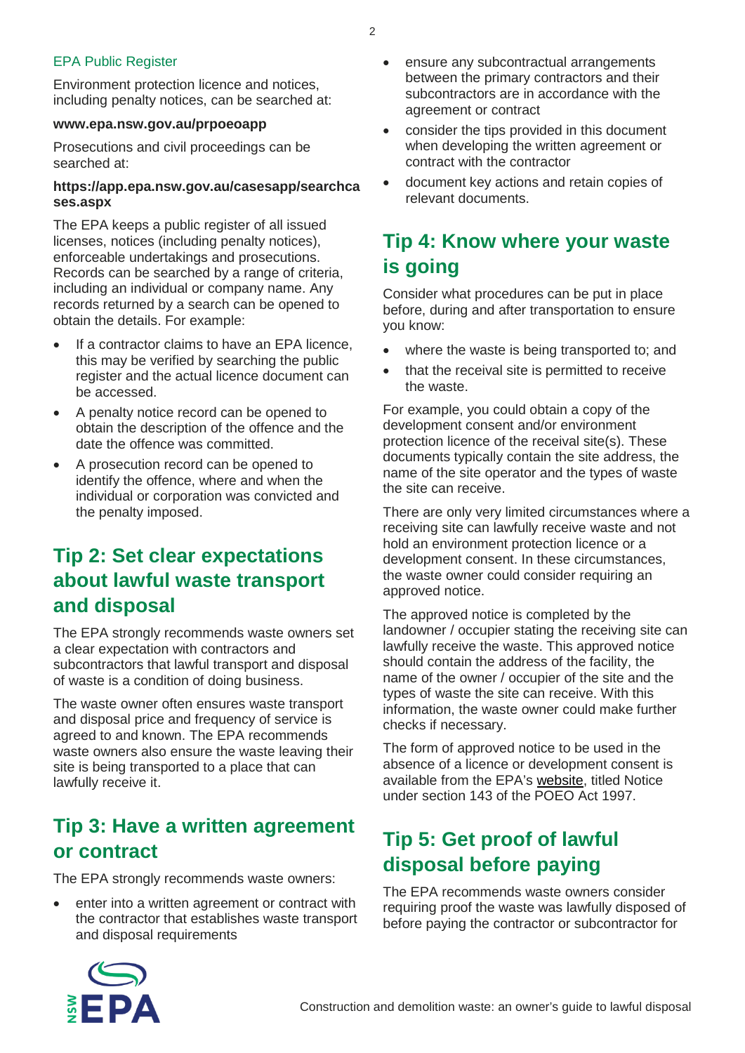### EPA Public Register

Environment protection licence and notices, including penalty notices, can be searched at:

**www.epa.nsw.gov.au/prpoeoapp**

Prosecutions and civil proceedings can be searched at:

**https://app.epa.nsw.gov.au/casesapp/searchcases.aspx**

The EPA keeps a public register of all issued licenses, notices (including penalty notices), enforceable undertakings and prosecutions. Records can be searched by a range of criteria, including an individual or company name. Any records returned by a search can be opened to obtain the details. For example:

- If a contractor claims to have an EPA licence, this may be verified by searching the public register and the actual licence document can be accessed.
- A penalty notice record can be opened to obtain the description of the offence and the date the offence was committed.
- A prosecution record can be opened to identify the offence, where and when the individual or corporation was convicted and the penalty imposed.

## Tip 2: Set clear expectations about lawful waste transport and disposal

The EPA strongly recommends waste owners set a clear expectation with contractors and subcontractors that lawful transport and disposal of waste is a condition of doing business.

The waste owner often ensures waste transport and disposal price and frequency of service is agreed to and known. The EPA recommends waste owners also ensure the waste leaving their site is being transported to a place that can lawfully receive it.

## Tip 3: Have a written agreement or contract

The EPA strongly recommends waste owners:

- enter into a written agreement or contract with the contractor that establishes waste transport and disposal requirements
- ensure any subcontractual arrangements between the primary contractors and their subcontractors are in accordance with the agreement or contract
- consider the tips provided in this document when developing the written agreement or contract with the contractor
- document key actions and retain copies of relevant documents.

## Tip 4: Know where your waste is going

Consider what procedures can be put in place before, during and after transportation to ensure you know:

- where the waste is being transported to; and
- that the receival site is permitted to receive the waste.

For example, you could obtain a copy of the development consent and/or environment protection licence of the receival site(s). These documents typically contain the site address, the name of the site operator and the types of waste the site can receive.

There are only very limited circumstances where a receiving site can lawfully receive waste and not hold an environment protection licence or a development consent. In these circumstances, the waste owner could consider requiring an approved notice.

The approved notice is completed by the landowner / occupier stating the receiving site can lawfully receive the waste. This approved notice should contain the address of the facility, the name of the owner / occupier of the site and the types of waste the site can receive. With this information, the waste owner could make further checks if necessary.

The form of approved notice to be used in the absence of a licence or development consent is available from the EPA's website, titled Notice under section 143 of the POEO Act 1997.

## Tip 5: Get proof of lawful disposal before paying

The EPA recommends waste owners consider requiring proof the waste was lawfully disposed of before paying the contractor or subcontractor for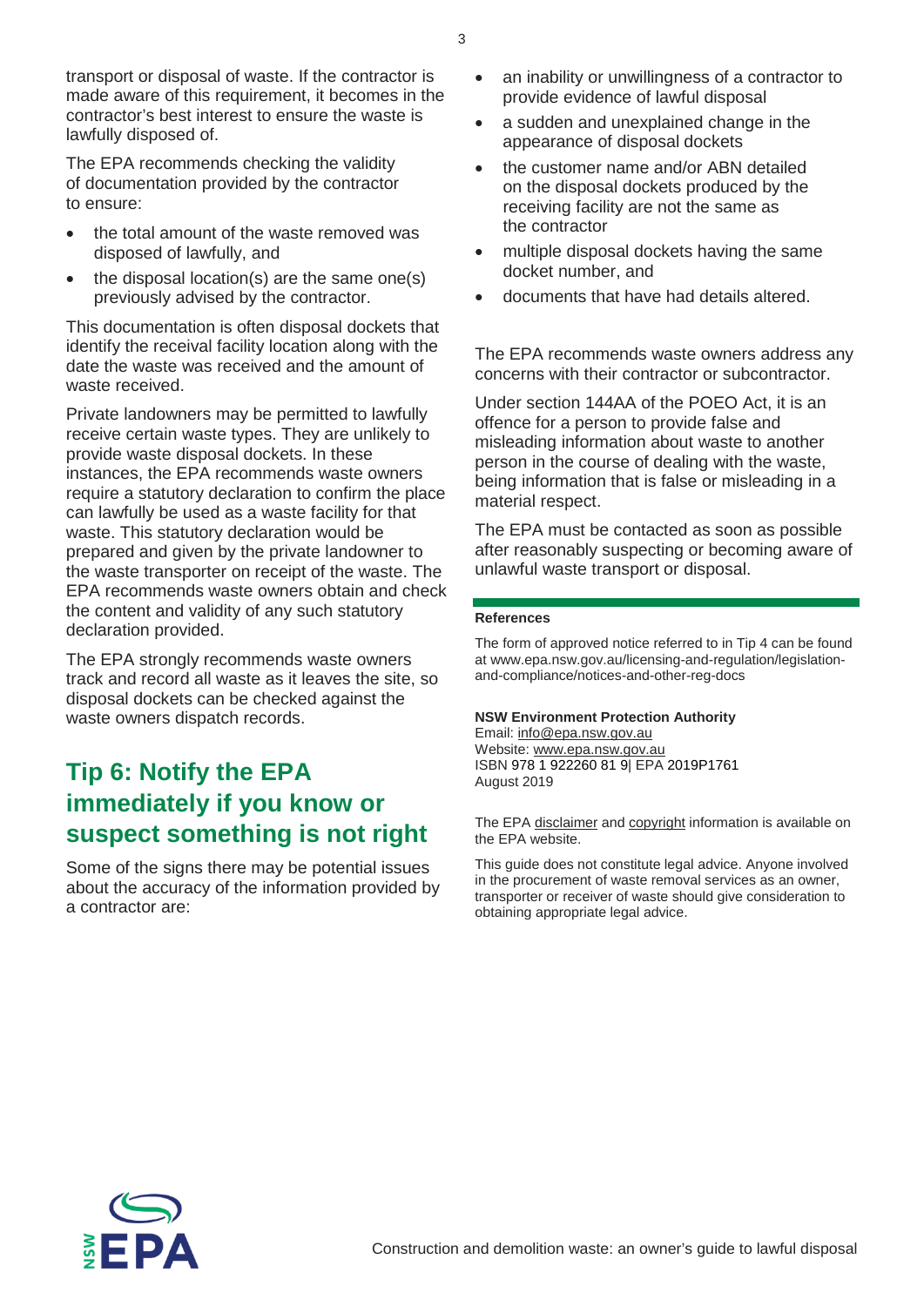transport or disposal of waste. If the contractor is made aware of this requirement, it becomes in the contractor's best interest to ensure the waste is lawfully disposed of.

The EPA recommends checking the validity of documentation provided by the contractor to ensure:

- the total amount of the waste removed was disposed of lawfully, and
- the disposal location(s) are the same one(s) previously advised by the contractor.

This documentation is often disposal dockets that identify the receival facility location along with the date the waste was received and the amount of waste received.

Private landowners may be permitted to lawfully receive certain waste types. They are unlikely to provide waste disposal dockets. In these instances, the EPA recommends waste owners require a statutory declaration to confirm the place can lawfully be used as a waste facility for that waste. This statutory declaration would be prepared and given by the private landowner to the waste transporter on receipt of the waste. The EPA recommends waste owners obtain and check the content and validity of any such statutory declaration provided.

The EPA strongly recommends waste owners track and record all waste as it leaves the site, so disposal dockets can be checked against the waste owners dispatch records.

## Tip 6: Notify the EPA immediately if you know or suspect something is not right

Some of the signs there may be potential issues about the accuracy of the information provided by a contractor are:

- an inability or unwillingness of a contractor to provide evidence of lawful disposal
- a sudden and unexplained change in the appearance of disposal dockets
- the customer name and/or ABN detailed on the disposal dockets produced by the receiving facility are not the same as the contractor
- multiple disposal dockets having the same docket number, and
- documents that have had details altered.

The EPA recommends waste owners address any concerns with their contractor or subcontractor.

Under section 144AA of the POEO Act, it is an offence for a person to provide false and misleading information about waste to another person in the course of dealing with the waste, being information that is false or misleading in a material respect.

The EPA must be contacted as soon as possible after reasonably suspecting or becoming aware of unlawful waste transport or disposal.

**References**

The form of approved notice referred to in Tip 4 can be found at www.epa.nsw.gov.au/licensing-and-regulation/legislation-and-compliance/notices-and-other-reg-docs

**NSW Environment Protection Authority**
Email: info@epa.nsw.gov.au
Website: www.epa.nsw.gov.au
ISBN 978 1 922260 81 9| EPA 2019P1761
August 2019

The EPA disclaimer and copyright information is available on the EPA website.

This guide does not constitute legal advice. Anyone involved in the procurement of waste removal services as an owner, transporter or receiver of waste should give consideration to obtaining appropriate legal advice.